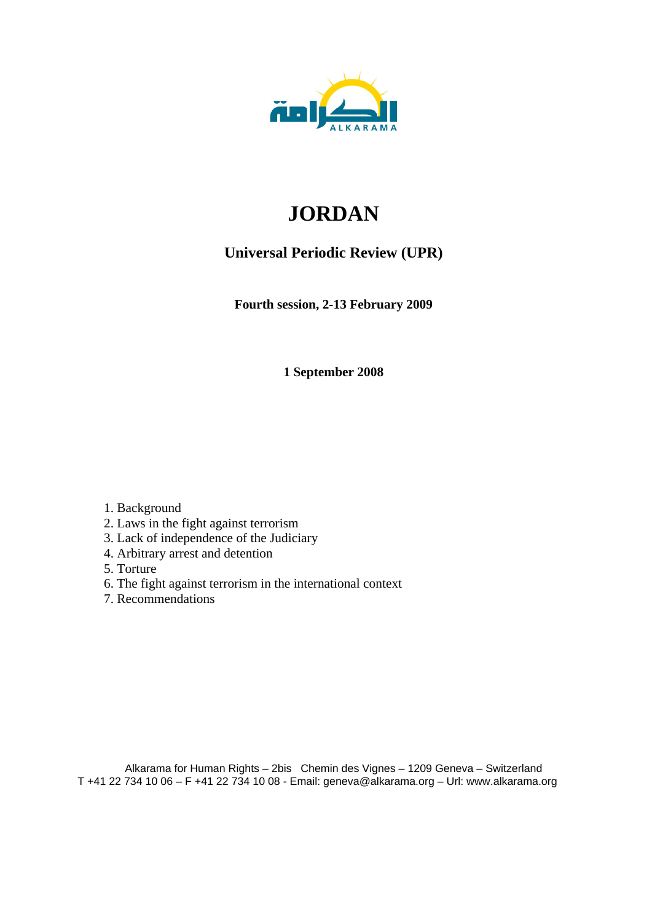# JORDAN

## Universal Periodic Review (UPR)

**Fourth session, 2-13 February 2009**

**1 September 2008**

1. Background
2. Laws in the fight against terrorism
3. Lack of independence of the Judiciary
4. Arbitrary arrest and detention
5. Torture
6. The fight against terrorism in the international context
7. Recommendations

Alkarama for Human Rights – 2bis Chemin des Vignes – 1209 Geneva – Switzerland
T +41 22 734 10 06 – F +41 22 734 10 08 - Email: geneva@alkarama.org – Url: www.alkarama.org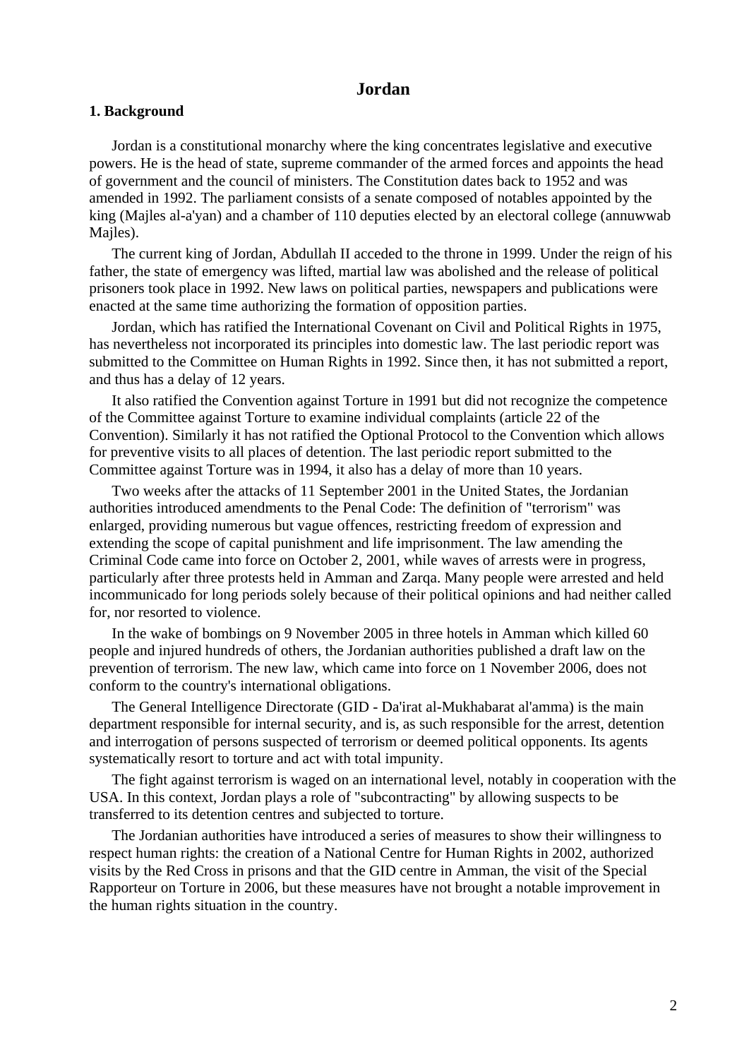# Jordan

## 1. Background

Jordan is a constitutional monarchy where the king concentrates legislative and executive powers. He is the head of state, supreme commander of the armed forces and appoints the head of government and the council of ministers. The Constitution dates back to 1952 and was amended in 1992. The parliament consists of a senate composed of notables appointed by the king (Majles al-a'yan) and a chamber of 110 deputies elected by an electoral college (annuwwab Majles).

The current king of Jordan, Abdullah II acceded to the throne in 1999. Under the reign of his father, the state of emergency was lifted, martial law was abolished and the release of political prisoners took place in 1992. New laws on political parties, newspapers and publications were enacted at the same time authorizing the formation of opposition parties.

Jordan, which has ratified the International Covenant on Civil and Political Rights in 1975, has nevertheless not incorporated its principles into domestic law. The last periodic report was submitted to the Committee on Human Rights in 1992. Since then, it has not submitted a report, and thus has a delay of 12 years.

It also ratified the Convention against Torture in 1991 but did not recognize the competence of the Committee against Torture to examine individual complaints (article 22 of the Convention). Similarly it has not ratified the Optional Protocol to the Convention which allows for preventive visits to all places of detention. The last periodic report submitted to the Committee against Torture was in 1994, it also has a delay of more than 10 years.

Two weeks after the attacks of 11 September 2001 in the United States, the Jordanian authorities introduced amendments to the Penal Code: The definition of "terrorism" was enlarged, providing numerous but vague offences, restricting freedom of expression and extending the scope of capital punishment and life imprisonment. The law amending the Criminal Code came into force on October 2, 2001, while waves of arrests were in progress, particularly after three protests held in Amman and Zarqa. Many people were arrested and held incommunicado for long periods solely because of their political opinions and had neither called for, nor resorted to violence.

In the wake of bombings on 9 November 2005 in three hotels in Amman which killed 60 people and injured hundreds of others, the Jordanian authorities published a draft law on the prevention of terrorism. The new law, which came into force on 1 November 2006, does not conform to the country's international obligations.

The General Intelligence Directorate (GID - Da'irat al-Mukhabarat al'amma) is the main department responsible for internal security, and is, as such responsible for the arrest, detention and interrogation of persons suspected of terrorism or deemed political opponents. Its agents systematically resort to torture and act with total impunity.

The fight against terrorism is waged on an international level, notably in cooperation with the USA. In this context, Jordan plays a role of "subcontracting" by allowing suspects to be transferred to its detention centres and subjected to torture.

The Jordanian authorities have introduced a series of measures to show their willingness to respect human rights: the creation of a National Centre for Human Rights in 2002, authorized visits by the Red Cross in prisons and that the GID centre in Amman, the visit of the Special Rapporteur on Torture in 2006, but these measures have not brought a notable improvement in the human rights situation in the country.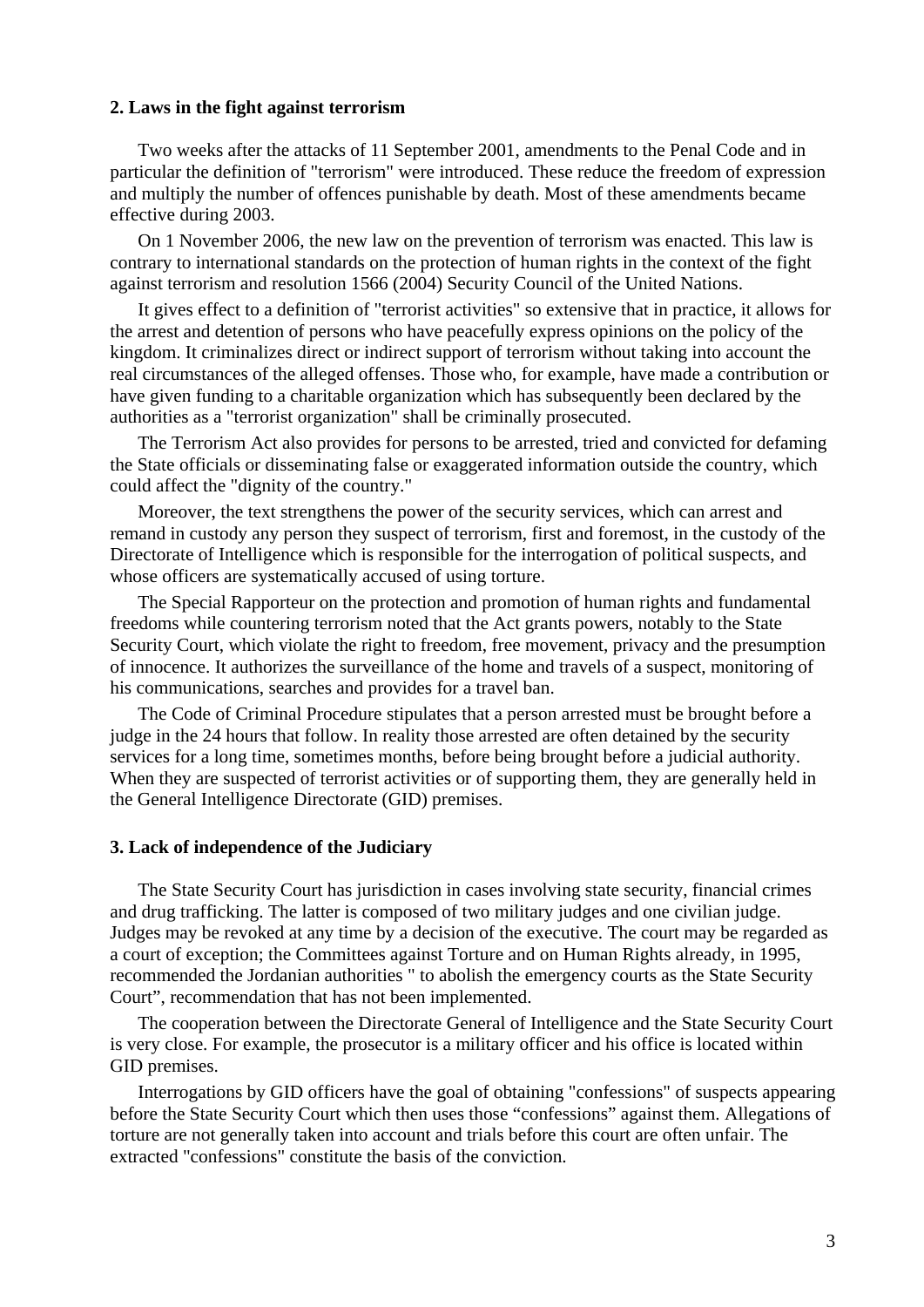## 2. Laws in the fight against terrorism

Two weeks after the attacks of 11 September 2001, amendments to the Penal Code and in particular the definition of "terrorism" were introduced. These reduce the freedom of expression and multiply the number of offences punishable by death. Most of these amendments became effective during 2003.

On 1 November 2006, the new law on the prevention of terrorism was enacted. This law is contrary to international standards on the protection of human rights in the context of the fight against terrorism and resolution 1566 (2004) Security Council of the United Nations.

It gives effect to a definition of "terrorist activities" so extensive that in practice, it allows for the arrest and detention of persons who have peacefully express opinions on the policy of the kingdom. It criminalizes direct or indirect support of terrorism without taking into account the real circumstances of the alleged offenses. Those who, for example, have made a contribution or have given funding to a charitable organization which has subsequently been declared by the authorities as a "terrorist organization" shall be criminally prosecuted.

The Terrorism Act also provides for persons to be arrested, tried and convicted for defaming the State officials or disseminating false or exaggerated information outside the country, which could affect the "dignity of the country."

Moreover, the text strengthens the power of the security services, which can arrest and remand in custody any person they suspect of terrorism, first and foremost, in the custody of the Directorate of Intelligence which is responsible for the interrogation of political suspects, and whose officers are systematically accused of using torture.

The Special Rapporteur on the protection and promotion of human rights and fundamental freedoms while countering terrorism noted that the Act grants powers, notably to the State Security Court, which violate the right to freedom, free movement, privacy and the presumption of innocence. It authorizes the surveillance of the home and travels of a suspect, monitoring of his communications, searches and provides for a travel ban.

The Code of Criminal Procedure stipulates that a person arrested must be brought before a judge in the 24 hours that follow. In reality those arrested are often detained by the security services for a long time, sometimes months, before being brought before a judicial authority. When they are suspected of terrorist activities or of supporting them, they are generally held in the General Intelligence Directorate (GID) premises.

## 3. Lack of independence of the Judiciary

The State Security Court has jurisdiction in cases involving state security, financial crimes and drug trafficking. The latter is composed of two military judges and one civilian judge. Judges may be revoked at any time by a decision of the executive. The court may be regarded as a court of exception; the Committees against Torture and on Human Rights already, in 1995, recommended the Jordanian authorities " to abolish the emergency courts as the State Security Court", recommendation that has not been implemented.

The cooperation between the Directorate General of Intelligence and the State Security Court is very close. For example, the prosecutor is a military officer and his office is located within GID premises.

Interrogations by GID officers have the goal of obtaining "confessions" of suspects appearing before the State Security Court which then uses those "confessions" against them. Allegations of torture are not generally taken into account and trials before this court are often unfair. The extracted "confessions" constitute the basis of the conviction.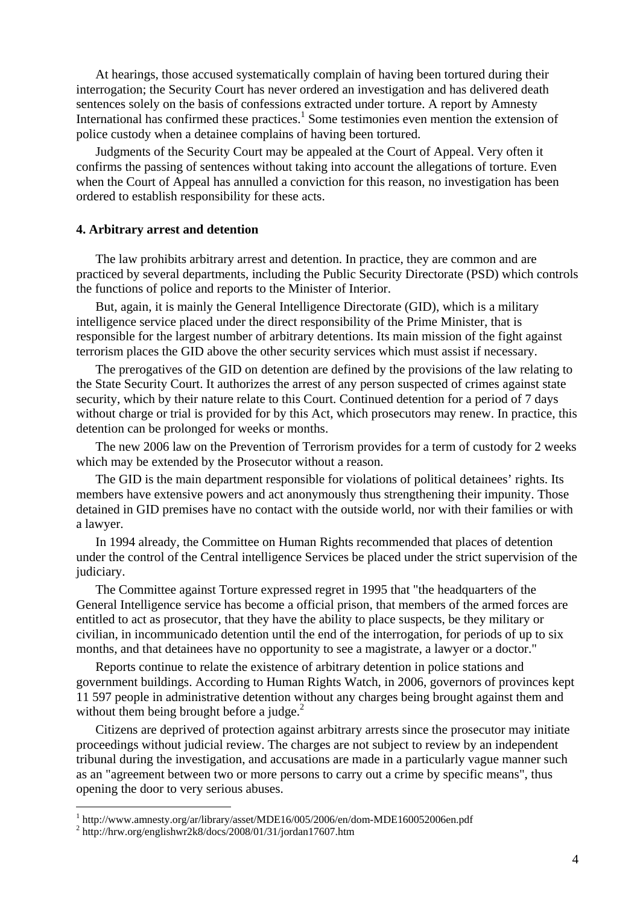At hearings, those accused systematically complain of having been tortured during their interrogation; the Security Court has never ordered an investigation and has delivered death sentences solely on the basis of confessions extracted under torture. A report by Amnesty International has confirmed these practices.[1] Some testimonies even mention the extension of police custody when a detainee complains of having been tortured.

Judgments of the Security Court may be appealed at the Court of Appeal. Very often it confirms the passing of sentences without taking into account the allegations of torture. Even when the Court of Appeal has annulled a conviction for this reason, no investigation has been ordered to establish responsibility for these acts.

#### 4. Arbitrary arrest and detention

The law prohibits arbitrary arrest and detention. In practice, they are common and are practiced by several departments, including the Public Security Directorate (PSD) which controls the functions of police and reports to the Minister of Interior.

But, again, it is mainly the General Intelligence Directorate (GID), which is a military intelligence service placed under the direct responsibility of the Prime Minister, that is responsible for the largest number of arbitrary detentions. Its main mission of the fight against terrorism places the GID above the other security services which must assist if necessary.

The prerogatives of the GID on detention are defined by the provisions of the law relating to the State Security Court. It authorizes the arrest of any person suspected of crimes against state security, which by their nature relate to this Court. Continued detention for a period of 7 days without charge or trial is provided for by this Act, which prosecutors may renew. In practice, this detention can be prolonged for weeks or months.

The new 2006 law on the Prevention of Terrorism provides for a term of custody for 2 weeks which may be extended by the Prosecutor without a reason.

The GID is the main department responsible for violations of political detainees' rights. Its members have extensive powers and act anonymously thus strengthening their impunity. Those detained in GID premises have no contact with the outside world, nor with their families or with a lawyer.

In 1994 already, the Committee on Human Rights recommended that places of detention under the control of the Central intelligence Services be placed under the strict supervision of the judiciary.

The Committee against Torture expressed regret in 1995 that "the headquarters of the General Intelligence service has become a official prison, that members of the armed forces are entitled to act as prosecutor, that they have the ability to place suspects, be they military or civilian, in incommunicado detention until the end of the interrogation, for periods of up to six months, and that detainees have no opportunity to see a magistrate, a lawyer or a doctor."

Reports continue to relate the existence of arbitrary detention in police stations and government buildings. According to Human Rights Watch, in 2006, governors of provinces kept 11 597 people in administrative detention without any charges being brought against them and without them being brought before a judge.[2]

Citizens are deprived of protection against arbitrary arrests since the prosecutor may initiate proceedings without judicial review. The charges are not subject to review by an independent tribunal during the investigation, and accusations are made in a particularly vague manner such as an "agreement between two or more persons to carry out a crime by specific means", thus opening the door to very serious abuses.

---

[1] http://www.amnesty.org/ar/library/asset/MDE16/005/2006/en/dom-MDE160052006en.pdf

[2] http://hrw.org/englishwr2k8/docs/2008/01/31/jordan17607.htm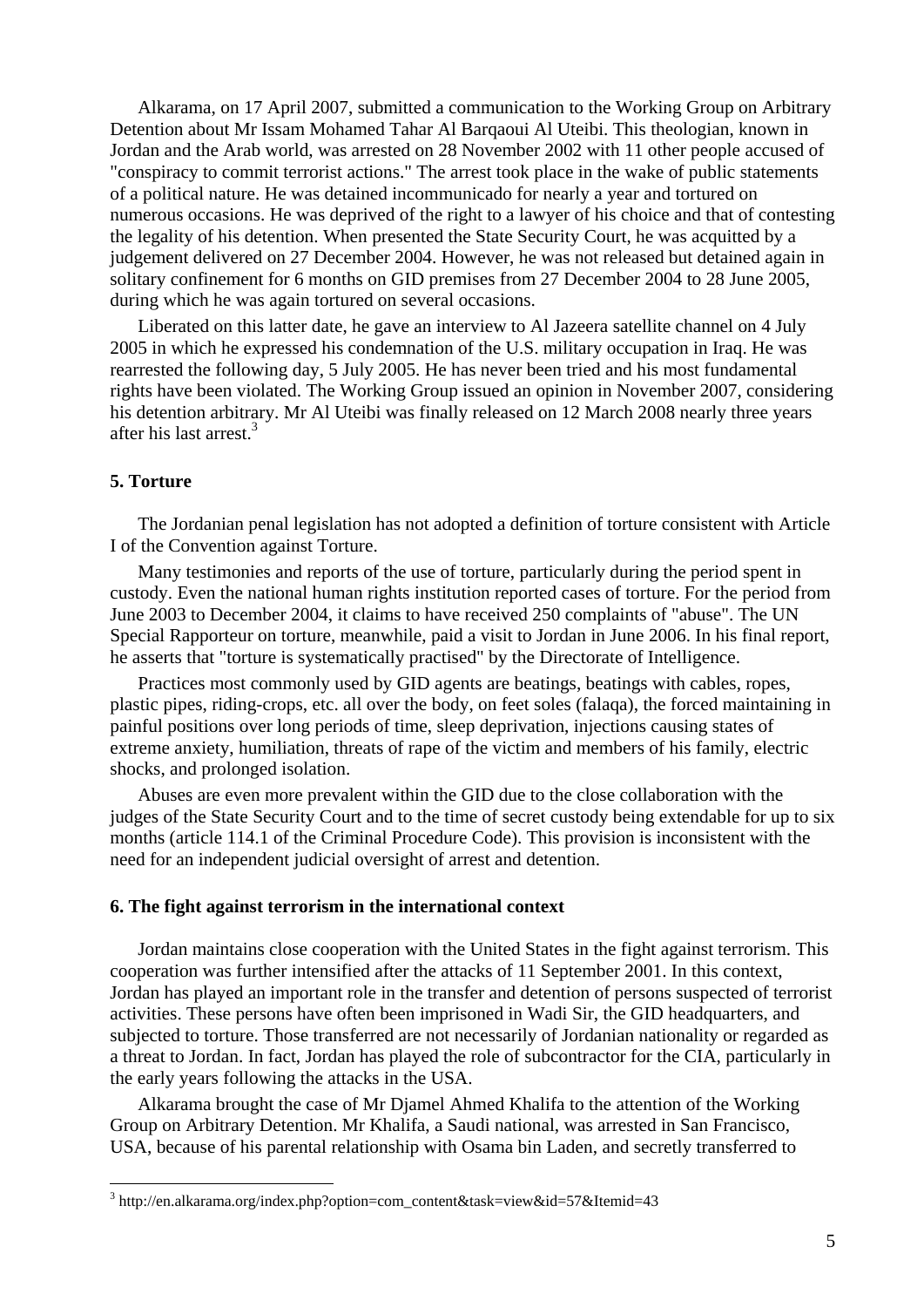Alkarama, on 17 April 2007, submitted a communication to the Working Group on Arbitrary Detention about Mr Issam Mohamed Tahar Al Barqaoui Al Uteibi. This theologian, known in Jordan and the Arab world, was arrested on 28 November 2002 with 11 other people accused of "conspiracy to commit terrorist actions." The arrest took place in the wake of public statements of a political nature. He was detained incommunicado for nearly a year and tortured on numerous occasions. He was deprived of the right to a lawyer of his choice and that of contesting the legality of his detention. When presented the State Security Court, he was acquitted by a judgement delivered on 27 December 2004. However, he was not released but detained again in solitary confinement for 6 months on GID premises from 27 December 2004 to 28 June 2005, during which he was again tortured on several occasions.

Liberated on this latter date, he gave an interview to Al Jazeera satellite channel on 4 July 2005 in which he expressed his condemnation of the U.S. military occupation in Iraq. He was rearrested the following day, 5 July 2005. He has never been tried and his most fundamental rights have been violated. The Working Group issued an opinion in November 2007, considering his detention arbitrary. Mr Al Uteibi was finally released on 12 March 2008 nearly three years after his last arrest.[3]

### 5. Torture

The Jordanian penal legislation has not adopted a definition of torture consistent with Article I of the Convention against Torture.

Many testimonies and reports of the use of torture, particularly during the period spent in custody. Even the national human rights institution reported cases of torture. For the period from June 2003 to December 2004, it claims to have received 250 complaints of "abuse". The UN Special Rapporteur on torture, meanwhile, paid a visit to Jordan in June 2006. In his final report, he asserts that "torture is systematically practised" by the Directorate of Intelligence.

Practices most commonly used by GID agents are beatings, beatings with cables, ropes, plastic pipes, riding-crops, etc. all over the body, on feet soles (falaqa), the forced maintaining in painful positions over long periods of time, sleep deprivation, injections causing states of extreme anxiety, humiliation, threats of rape of the victim and members of his family, electric shocks, and prolonged isolation.

Abuses are even more prevalent within the GID due to the close collaboration with the judges of the State Security Court and to the time of secret custody being extendable for up to six months (article 114.1 of the Criminal Procedure Code). This provision is inconsistent with the need for an independent judicial oversight of arrest and detention.

### 6. The fight against terrorism in the international context

Jordan maintains close cooperation with the United States in the fight against terrorism. This cooperation was further intensified after the attacks of 11 September 2001. In this context, Jordan has played an important role in the transfer and detention of persons suspected of terrorist activities. These persons have often been imprisoned in Wadi Sir, the GID headquarters, and subjected to torture. Those transferred are not necessarily of Jordanian nationality or regarded as a threat to Jordan. In fact, Jordan has played the role of subcontractor for the CIA, particularly in the early years following the attacks in the USA.

Alkarama brought the case of Mr Djamel Ahmed Khalifa to the attention of the Working Group on Arbitrary Detention. Mr Khalifa, a Saudi national, was arrested in San Francisco, USA, because of his parental relationship with Osama bin Laden, and secretly transferred to

---

[3] http://en.alkarama.org/index.php?option=com_content&task=view&id=57&Itemid=43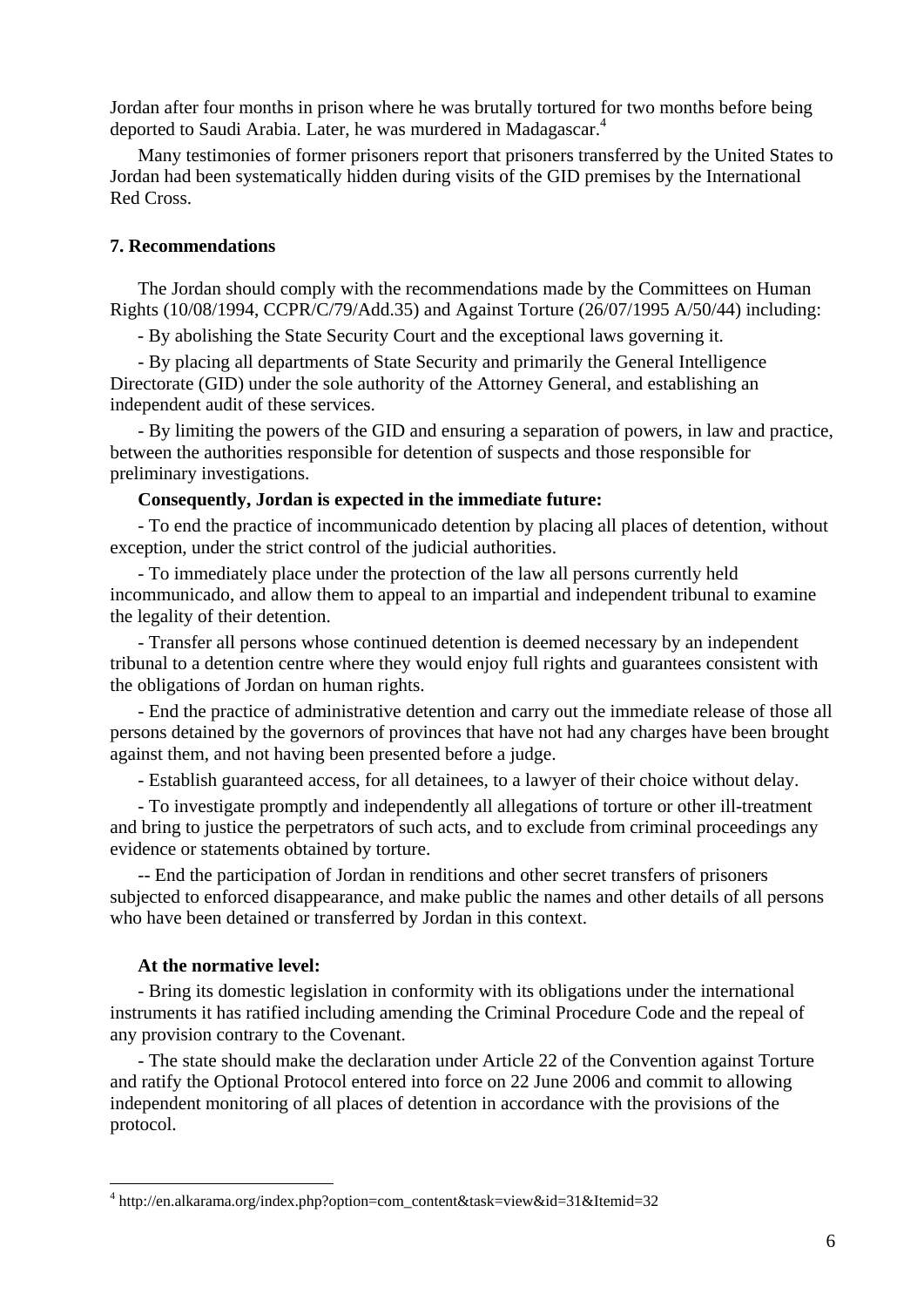Jordan after four months in prison where he was brutally tortured for two months before being deported to Saudi Arabia. Later, he was murdered in Madagascar.[4]

Many testimonies of former prisoners report that prisoners transferred by the United States to Jordan had been systematically hidden during visits of the GID premises by the International Red Cross.

### 7. Recommendations

The Jordan should comply with the recommendations made by the Committees on Human Rights (10/08/1994, CCPR/C/79/Add.35) and Against Torture (26/07/1995 A/50/44) including:

- By abolishing the State Security Court and the exceptional laws governing it.

- By placing all departments of State Security and primarily the General Intelligence Directorate (GID) under the sole authority of the Attorney General, and establishing an independent audit of these services.

- By limiting the powers of the GID and ensuring a separation of powers, in law and practice, between the authorities responsible for detention of suspects and those responsible for preliminary investigations.

**Consequently, Jordan is expected in the immediate future:**

- To end the practice of incommunicado detention by placing all places of detention, without exception, under the strict control of the judicial authorities.

- To immediately place under the protection of the law all persons currently held incommunicado, and allow them to appeal to an impartial and independent tribunal to examine the legality of their detention.

- Transfer all persons whose continued detention is deemed necessary by an independent tribunal to a detention centre where they would enjoy full rights and guarantees consistent with the obligations of Jordan on human rights.

- End the practice of administrative detention and carry out the immediate release of those all persons detained by the governors of provinces that have not had any charges have been brought against them, and not having been presented before a judge.

- Establish guaranteed access, for all detainees, to a lawyer of their choice without delay.

- To investigate promptly and independently all allegations of torture or other ill-treatment and bring to justice the perpetrators of such acts, and to exclude from criminal proceedings any evidence or statements obtained by torture.

-- End the participation of Jordan in renditions and other secret transfers of prisoners subjected to enforced disappearance, and make public the names and other details of all persons who have been detained or transferred by Jordan in this context.

**At the normative level:**

- Bring its domestic legislation in conformity with its obligations under the international instruments it has ratified including amending the Criminal Procedure Code and the repeal of any provision contrary to the Covenant.

- The state should make the declaration under Article 22 of the Convention against Torture and ratify the Optional Protocol entered into force on 22 June 2006 and commit to allowing independent monitoring of all places of detention in accordance with the provisions of the protocol.

[4] http://en.alkarama.org/index.php?option=com_content&task=view&id=31&Itemid=32